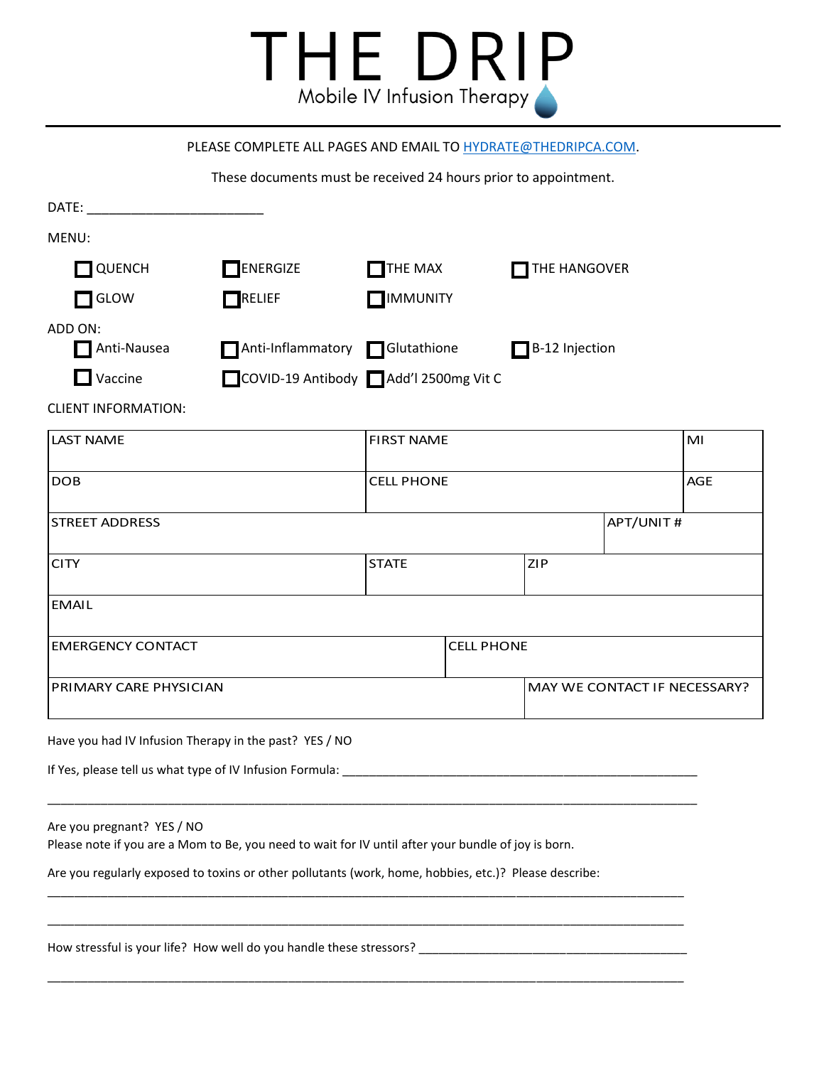# THE DRIP

Mobile IV Infusion Therapy

PLEASE COMPLETE ALL PAGES AND EMAIL TO HYDRATE@THEDRIPCA.COM.

These documents must be received 24 hours prior to appointment.

DATE: ________________________

MENU:

- ☐ QUENCH
- ☐ ENERGIZE
- ☐ THE MAX
- ☐ THE HANGOVER
- ☐ GLOW
- ☐ RELIEF
- ☐ IMMUNITY

ADD ON:

- ☐ Anti-Nausea
- ☐ Anti-Inflammatory
- ☐ Glutathione
- ☐ B-12 Injection
- ☐ Vaccine
- ☐ COVID-19 Antibody
- ☐ Add'l 2500mg Vit C

CLIENT INFORMATION:

| LAST NAME | FIRST NAME | MI |
|---|---|---|
| DOB | CELL PHONE | AGE |

| STREET ADDRESS | APT/UNIT # |
|---|---|

| CITY | STATE | ZIP |
|---|---|---|

| EMAIL |
|---|

| EMERGENCY CONTACT | CELL PHONE |
|---|---|

| PRIMARY CARE PHYSICIAN | MAY WE CONTACT IF NECESSARY? |
|---|---|

Have you had IV Infusion Therapy in the past? YES / NO

If Yes, please tell us what type of IV Infusion Formula: ____________________________________________________

______________________________________________________________________________________________

Are you pregnant? YES / NO
Please note if you are a Mom to Be, you need to wait for IV until after your bundle of joy is born.

Are you regularly exposed to toxins or other pollutants (work, home, hobbies, etc.)? Please describe:

______________________________________________________________________________________________

______________________________________________________________________________________________

How stressful is your life? How well do you handle these stressors? ________________________________________

______________________________________________________________________________________________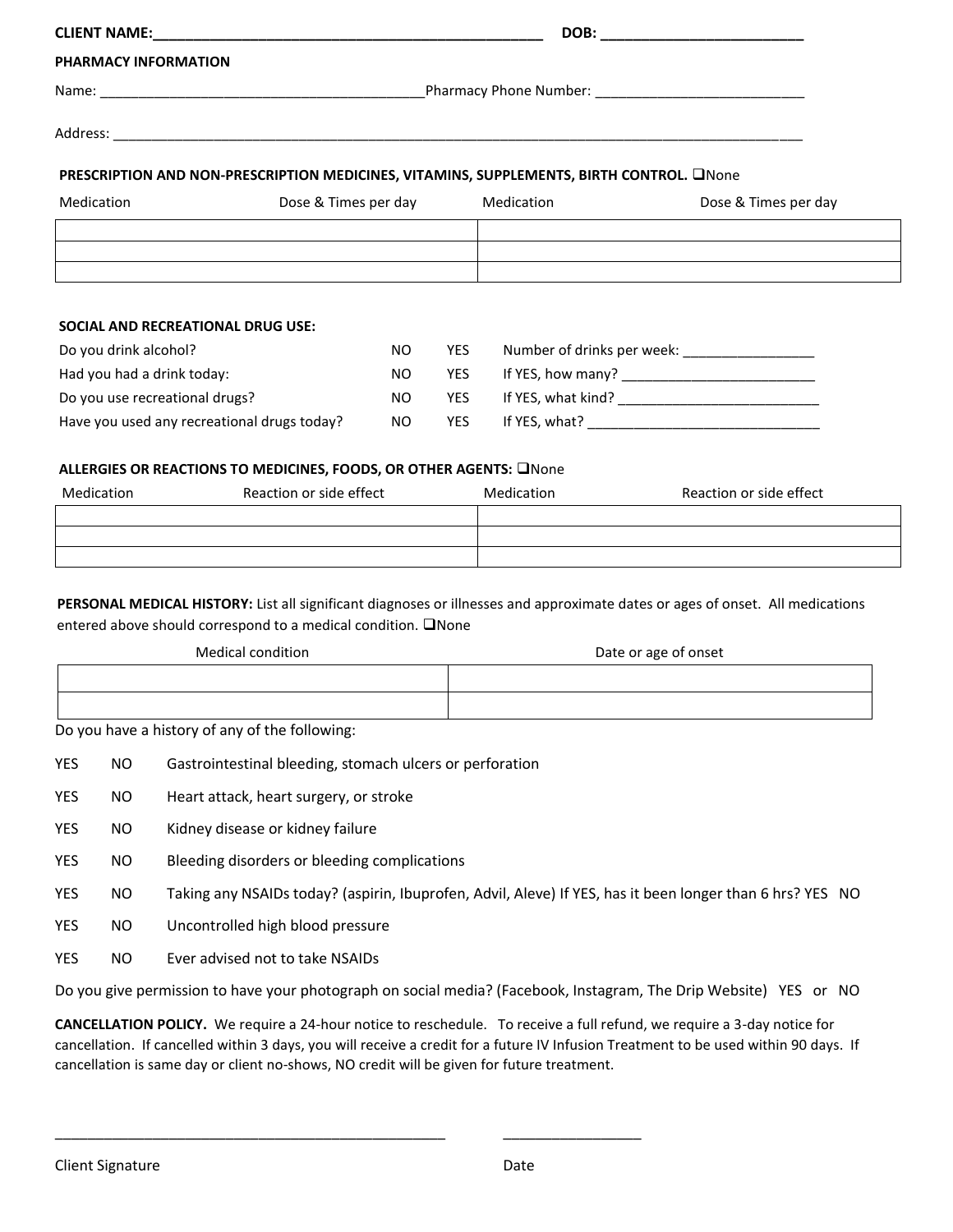**CLIENT NAME:**\_\_\_\_\_\_\_\_\_\_\_\_\_\_\_\_\_\_\_\_\_\_\_\_\_\_\_\_\_\_\_\_\_\_\_\_\_\_\_\_\_\_\_\_\_\_\_\_\_\_ **DOB:** \_\_\_\_\_\_\_\_\_\_\_\_\_\_\_\_\_\_\_\_\_\_\_\_\_\_

**PHARMACY INFORMATION**

Name: \_\_\_\_\_\_\_\_\_\_\_\_\_\_\_\_\_\_\_\_\_\_\_\_\_\_\_\_\_\_\_\_\_\_\_\_\_\_\_\_\_\_\_ Pharmacy Phone Number: \_\_\_\_\_\_\_\_\_\_\_\_\_\_\_\_\_\_\_\_\_\_\_\_\_\_\_\_

Address: \_\_\_\_\_\_\_\_\_\_\_\_\_\_\_\_\_\_\_\_\_\_\_\_\_\_\_\_\_\_\_\_\_\_\_\_\_\_\_\_\_\_\_\_\_\_\_\_\_\_\_\_\_\_\_\_\_\_\_\_\_\_\_\_\_\_\_\_\_\_\_\_\_\_\_\_\_\_\_\_\_\_\_\_\_\_\_\_\_\_\_\_\_\_\_

**PRESCRIPTION AND NON-PRESCRIPTION MEDICINES, VITAMINS, SUPPLEMENTS, BIRTH CONTROL.** ❑None

| Medication | Dose & Times per day | Medication | Dose & Times per day |
|---|---|---|---|
| | | | |
| | | | |
| | | | |

**SOCIAL AND RECREATIONAL DRUG USE:**

| | | | |
|---|---|---|---|
| Do you drink alcohol? | NO | YES | Number of drinks per week: \_\_\_\_\_\_\_\_\_\_\_\_\_\_\_\_\_ |
| Had you had a drink today: | NO | YES | If YES, how many? \_\_\_\_\_\_\_\_\_\_\_\_\_\_\_\_\_\_\_\_\_\_\_\_\_\_ |
| Do you use recreational drugs? | NO | YES | If YES, what kind? \_\_\_\_\_\_\_\_\_\_\_\_\_\_\_\_\_\_\_\_\_\_\_\_\_\_\_ |
| Have you used any recreational drugs today? | NO | YES | If YES, what? \_\_\_\_\_\_\_\_\_\_\_\_\_\_\_\_\_\_\_\_\_\_\_\_\_\_\_\_\_\_\_\_ |

**ALLERGIES OR REACTIONS TO MEDICINES, FOODS, OR OTHER AGENTS:** ❑None

| Medication | Reaction or side effect | Medication | Reaction or side effect |
|---|---|---|---|
| | | | |
| | | | |
| | | | |

**PERSONAL MEDICAL HISTORY:** List all significant diagnoses or illnesses and approximate dates or ages of onset. All medications entered above should correspond to a medical condition. ❑None

| Medical condition | Date or age of onset |
|---|---|
| | |
| | |

Do you have a history of any of the following:

YES NO Gastrointestinal bleeding, stomach ulcers or perforation

YES NO Heart attack, heart surgery, or stroke

YES NO Kidney disease or kidney failure

YES NO Bleeding disorders or bleeding complications

YES NO Taking any NSAIDs today? (aspirin, Ibuprofen, Advil, Aleve) If YES, has it been longer than 6 hrs? YES NO

YES NO Uncontrolled high blood pressure

YES NO Ever advised not to take NSAIDs

Do you give permission to have your photograph on social media? (Facebook, Instagram, The Drip Website) YES or NO

**CANCELLATION POLICY.** We require a 24-hour notice to reschedule. To receive a full refund, we require a 3-day notice for cancellation. If cancelled within 3 days, you will receive a credit for a future IV Infusion Treatment to be used within 90 days. If cancellation is same day or client no-shows, NO credit will be given for future treatment.

\_\_\_\_\_\_\_\_\_\_\_\_\_\_\_\_\_\_\_\_\_\_\_\_\_\_\_\_\_\_\_\_\_\_\_\_\_\_\_\_\_\_\_\_\_\_\_\_\_\_ \_\_\_\_\_\_\_\_\_\_\_\_\_\_\_\_\_\_

Client Signature Date